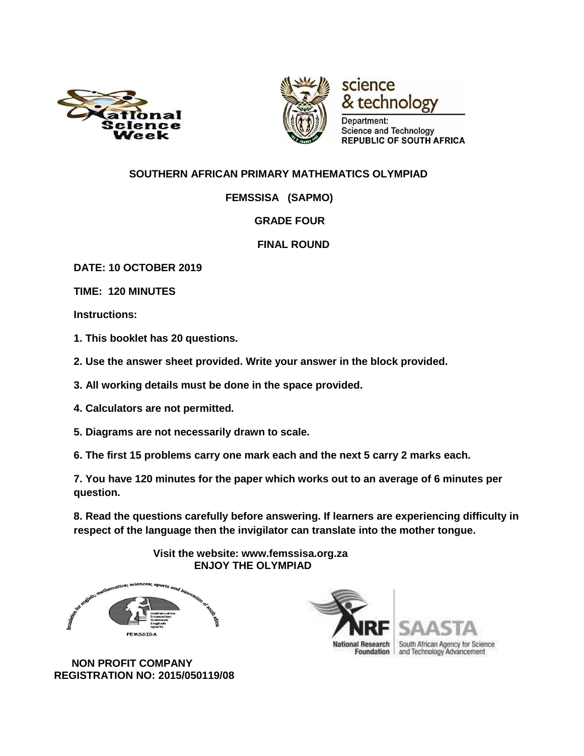# SOUTHERN AFRICAN PRIMARY MATHEMATICS OLYMPIAD

## FEMSSISA (SAPMO)

## GRADE FOUR

## FINAL ROUND

**DATE: 10 OCTOBER 2019**

**TIME: 120 MINUTES**

**Instructions:**

**1. This booklet has 20 questions.**

**2. Use the answer sheet provided. Write your answer in the block provided.**

**3. All working details must be done in the space provided.**

**4. Calculators are not permitted.**

**5. Diagrams are not necessarily drawn to scale.**

**6. The first 15 problems carry one mark each and the next 5 carry 2 marks each.**

**7. You have 120 minutes for the paper which works out to an average of 6 minutes per question.**

**8. Read the questions carefully before answering. If learners are experiencing difficulty in respect of the language then the invigilator can translate into the mother tongue.**

**Visit the website: www.femssisa.org.za**
**ENJOY THE OLYMPIAD**

**NON PROFIT COMPANY**
**REGISTRATION NO: 2015/050119/08**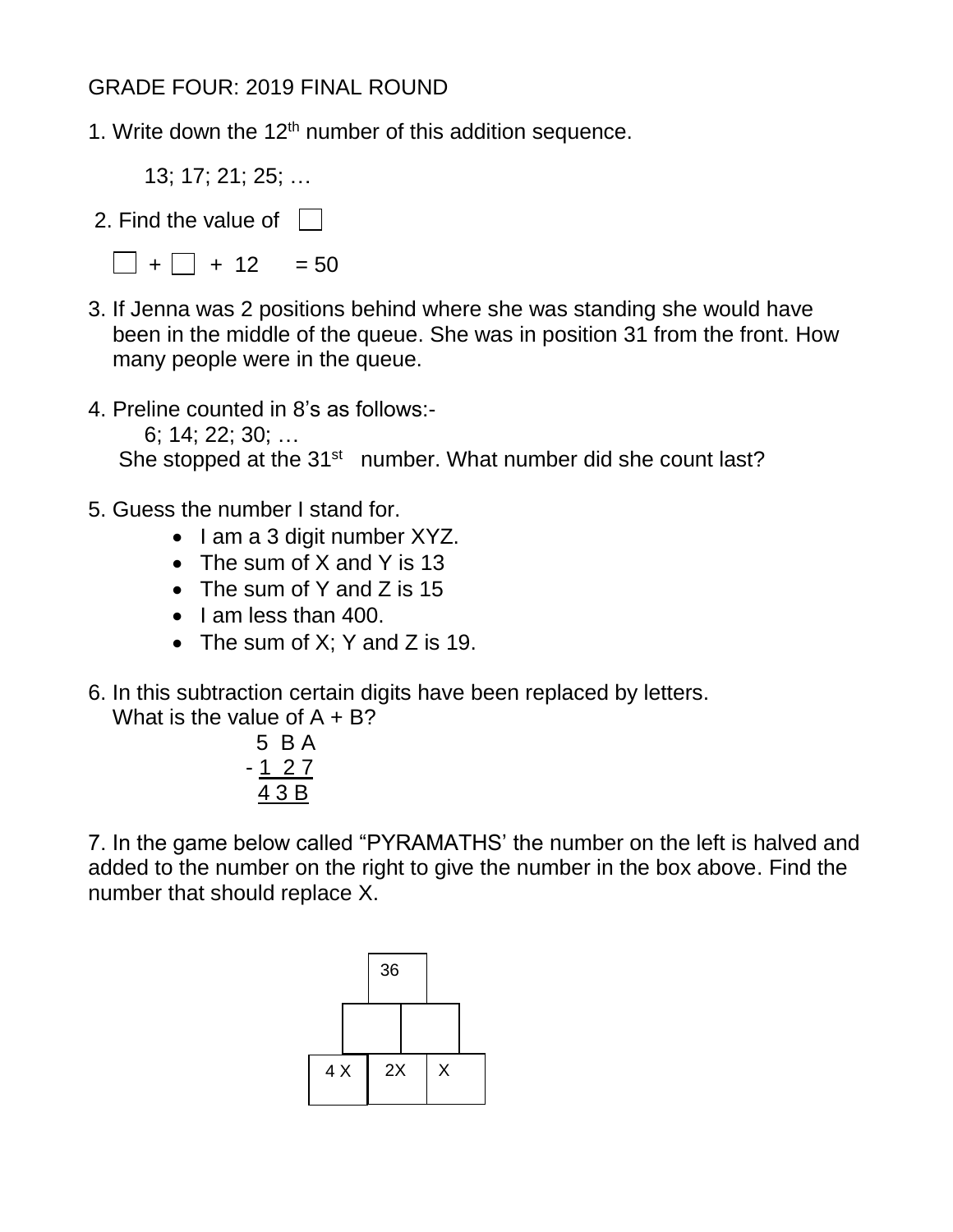GRADE FOUR: 2019 FINAL ROUND

1. Write down the 12th number of this addition sequence.

   13; 17; 21; 25; …

2. Find the value of ☐

   ☐ + ☐ + 12 = 50

3. If Jenna was 2 positions behind where she was standing she would have been in the middle of the queue. She was in position 31 from the front. How many people were in the queue.

4. Preline counted in 8's as follows:-

   6; 14; 22; 30; …

   She stopped at the 31st number. What number did she count last?

5. Guess the number I stand for.
   - I am a 3 digit number XYZ.
   - The sum of X and Y is 13
   - The sum of Y and Z is 15
   - I am less than 400.
   - The sum of X; Y and Z is 19.

6. In this subtraction certain digits have been replaced by letters. What is the value of A + B?

```
   5 B A
 - 1 2 7
   4 3 B
```

7. In the game below called "PYRAMATHS' the number on the left is halved and added to the number on the right to give the number in the box above. Find the number that should replace X.

| | 36 | |
|---|---|---|
| ☐ | ☐ | |
| 4 X | 2X | X |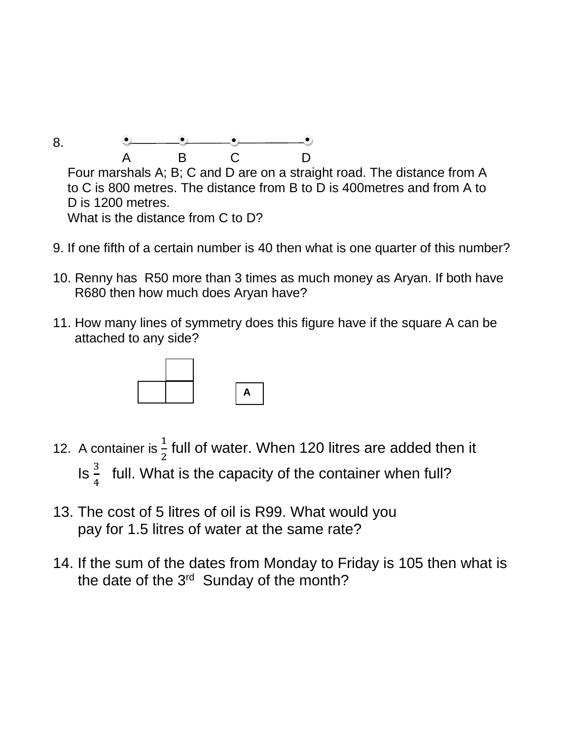8. A B C D

Four marshals A; B; C and D are on a straight road. The distance from A to C is 800 metres. The distance from B to D is 400metres and from A to D is 1200 metres.

What is the distance from C to D?

9. If one fifth of a certain number is 40 then what is one quarter of this number?

10. Renny has R50 more than 3 times as much money as Aryan. If both have R680 then how much does Aryan have?

11. How many lines of symmetry does this figure have if the square A can be attached to any side?

A

12. A container is $\frac{1}{2}$ full of water. When 120 litres are added then it Is $\frac{3}{4}$ full. What is the capacity of the container when full?

13. The cost of 5 litres of oil is R99. What would you pay for 1.5 litres of water at the same rate?

14. If the sum of the dates from Monday to Friday is 105 then what is the date of the 3rd Sunday of the month?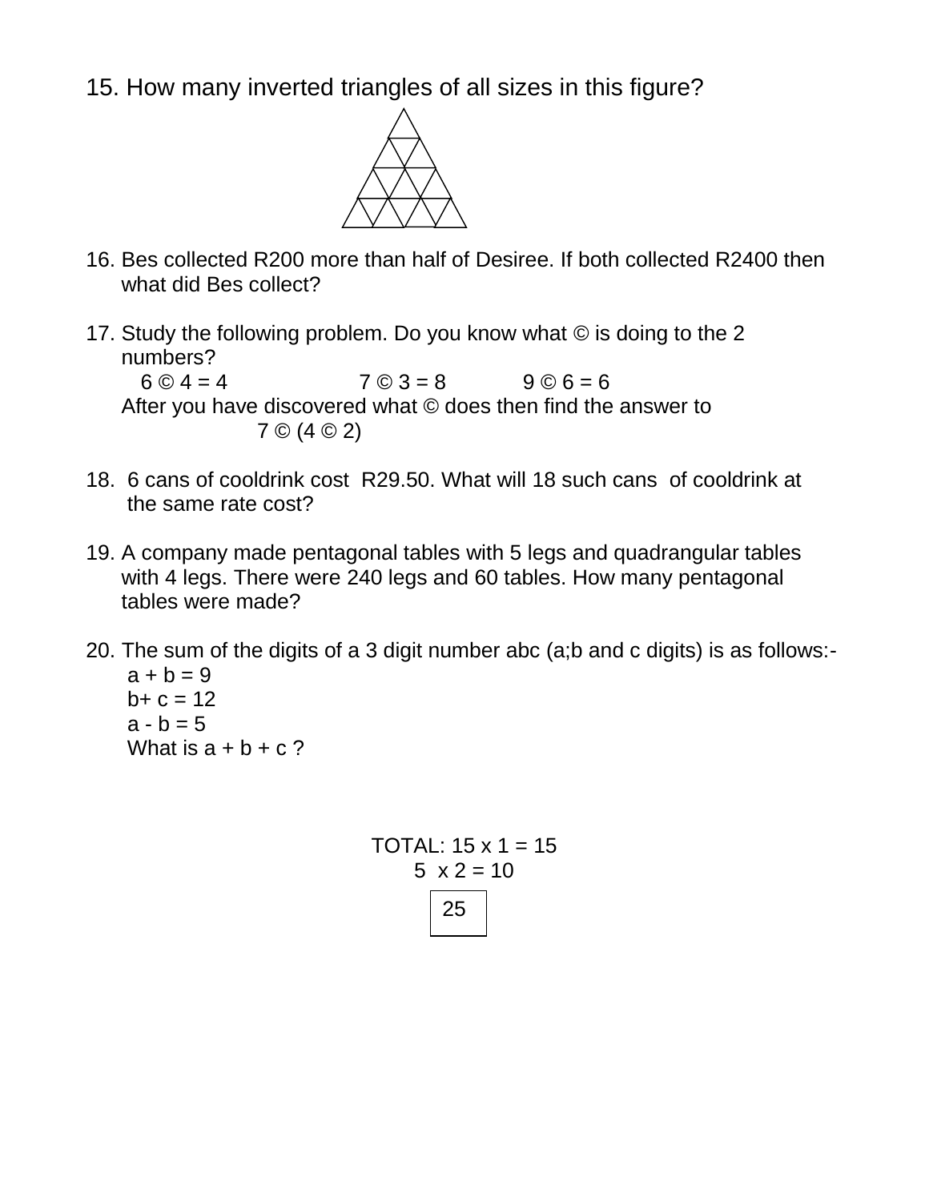15. How many inverted triangles of all sizes in this figure?

16. Bes collected R200 more than half of Desiree. If both collected R2400 then what did Bes collect?

17. Study the following problem. Do you know what © is doing to the 2 numbers?

    6 © 4 = 4 &nbsp;&nbsp;&nbsp;&nbsp;&nbsp;&nbsp;&nbsp;&nbsp; 7 © 3 = 8 &nbsp;&nbsp;&nbsp;&nbsp;&nbsp;&nbsp;&nbsp;&nbsp; 9 © 6 = 6

    After you have discovered what © does then find the answer to

    7 © (4 © 2)

18. 6 cans of cooldrink cost R29.50. What will 18 such cans of cooldrink at the same rate cost?

19. A company made pentagonal tables with 5 legs and quadrangular tables with 4 legs. There were 240 legs and 60 tables. How many pentagonal tables were made?

20. The sum of the digits of a 3 digit number abc (a;b and c digits) is as follows:-

    $a + b = 9$

    $b + c = 12$

    $a - b = 5$

    What is $a + b + c$ ?

TOTAL: 15 x 1 = 15

5 x 2 = 10

| 25 |
|---|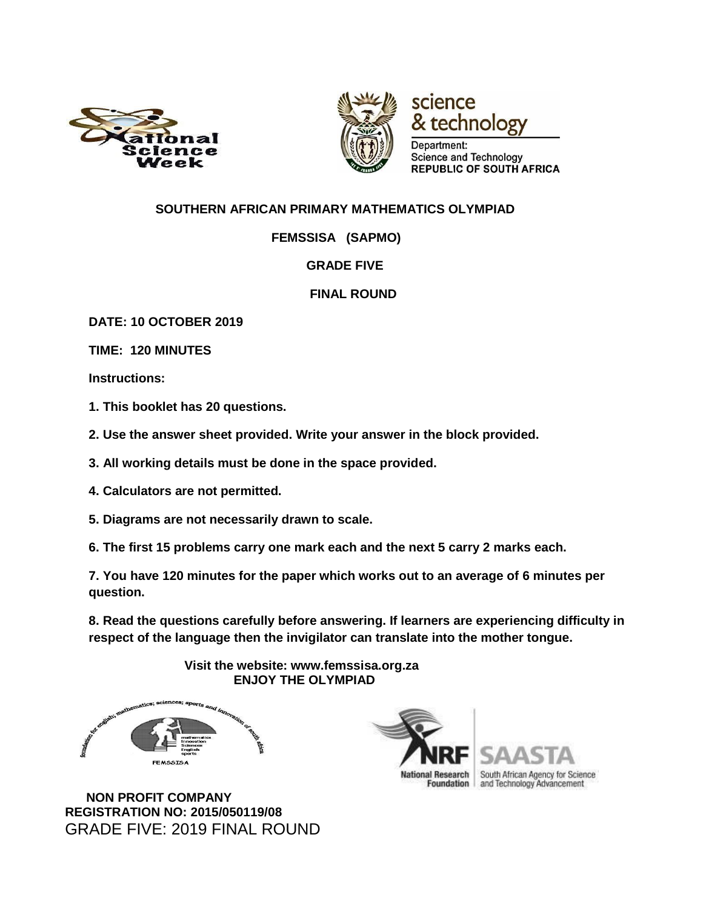**SOUTHERN AFRICAN PRIMARY MATHEMATICS OLYMPIAD**

**FEMSSISA (SAPMO)**

**GRADE FIVE**

**FINAL ROUND**

**DATE: 10 OCTOBER 2019**

**TIME: 120 MINUTES**

**Instructions:**

**1. This booklet has 20 questions.**

**2. Use the answer sheet provided. Write your answer in the block provided.**

**3. All working details must be done in the space provided.**

**4. Calculators are not permitted.**

**5. Diagrams are not necessarily drawn to scale.**

**6. The first 15 problems carry one mark each and the next 5 carry 2 marks each.**

**7. You have 120 minutes for the paper which works out to an average of 6 minutes per question.**

**8. Read the questions carefully before answering. If learners are experiencing difficulty in respect of the language then the invigilator can translate into the mother tongue.**

**Visit the website: www.femssisa.org.za**
**ENJOY THE OLYMPIAD**

**NON PROFIT COMPANY**
**REGISTRATION NO: 2015/050119/08**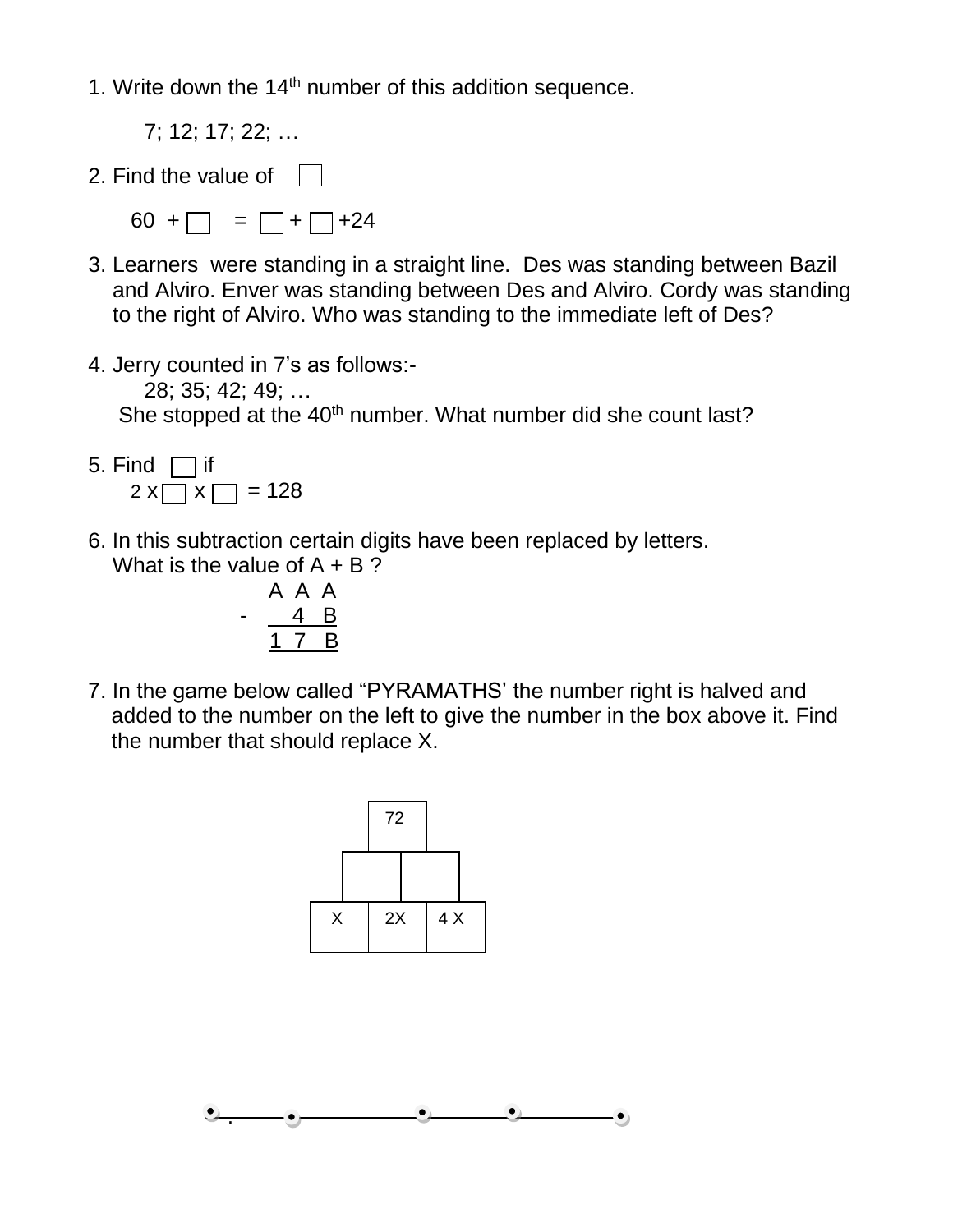1. Write down the 14th number of this addition sequence.

   7; 12; 17; 22; …

2. Find the value of ☐

   60 + ☐ = ☐ + ☐ +24

3. Learners were standing in a straight line. Des was standing between Bazil and Alviro. Enver was standing between Des and Alviro. Cordy was standing to the right of Alviro. Who was standing to the immediate left of Des?

4. Jerry counted in 7's as follows:-

   28; 35; 42; 49; …

   She stopped at the 40th number. What number did she count last?

5. Find ☐ if

   2 x ☐ x ☐ = 128

6. In this subtraction certain digits have been replaced by letters. What is the value of A + B ?

```
    A A A
-     4 B
    -----
    1 7 B
```

7. In the game below called "PYRAMATHS' the number right is halved and added to the number on the left to give the number in the box above it. Find the number that should replace X.

|  | 72 |  |
|---|---|---|
|  |  |  |
| X | 2X | 4 X |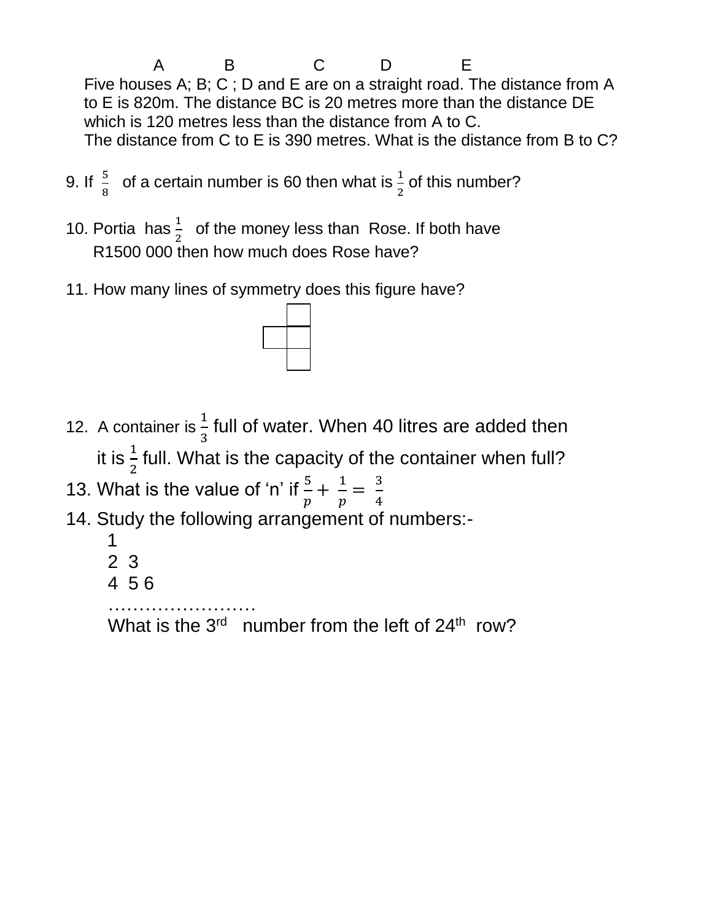A B C D E

Five houses A; B; C ; D and E are on a straight road. The distance from A to E is 820m. The distance BC is 20 metres more than the distance DE which is 120 metres less than the distance from A to C.
The distance from C to E is 390 metres. What is the distance from B to C?

9. If $\frac{5}{8}$ of a certain number is 60 then what is $\frac{1}{2}$ of this number?

10. Portia has $\frac{1}{2}$ of the money less than Rose. If both have R1500 000 then how much does Rose have?

11. How many lines of symmetry does this figure have?

12. A container is $\frac{1}{3}$ full of water. When 40 litres are added then it is $\frac{1}{2}$ full. What is the capacity of the container when full?

13. What is the value of 'n' if $\frac{5}{p} + \frac{1}{p} = \frac{3}{4}$

14. Study the following arrangement of numbers:-

1
2 3
4 5 6
……………………

What is the 3rd number from the left of 24th row?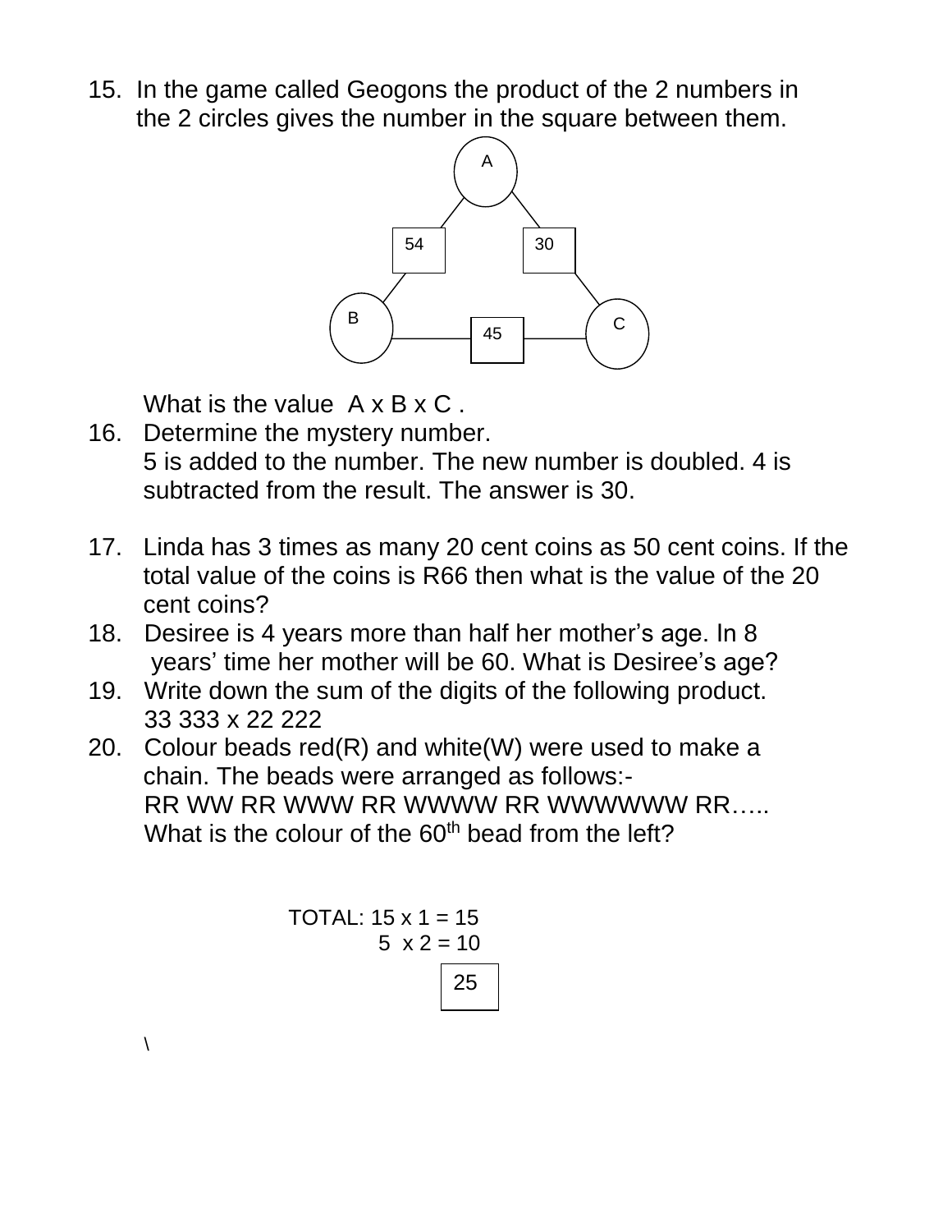15. In the game called Geogons the product of the 2 numbers in the 2 circles gives the number in the square between them.

    A (circle) — 54 (square) — B (circle); A (circle) — 30 (square) — C (circle); B (circle) — 45 (square) — C (circle)

    What is the value A x B x C .

16. Determine the mystery number.
    5 is added to the number. The new number is doubled. 4 is subtracted from the result. The answer is 30.

17. Linda has 3 times as many 20 cent coins as 50 cent coins. If the total value of the coins is R66 then what is the value of the 20 cent coins?

18. Desiree is 4 years more than half her mother's age. In 8 years' time her mother will be 60. What is Desiree's age?

19. Write down the sum of the digits of the following product.
    33 333 x 22 222

20. Colour beads red(R) and white(W) were used to make a chain. The beads were arranged as follows:-
    RR WW RR WWW RR WWWW RR WWWWWW RR…..
    What is the colour of the 60th bead from the left?

TOTAL: 15 x 1 = 15
5 x 2 = 10

| 25 |
|---|

\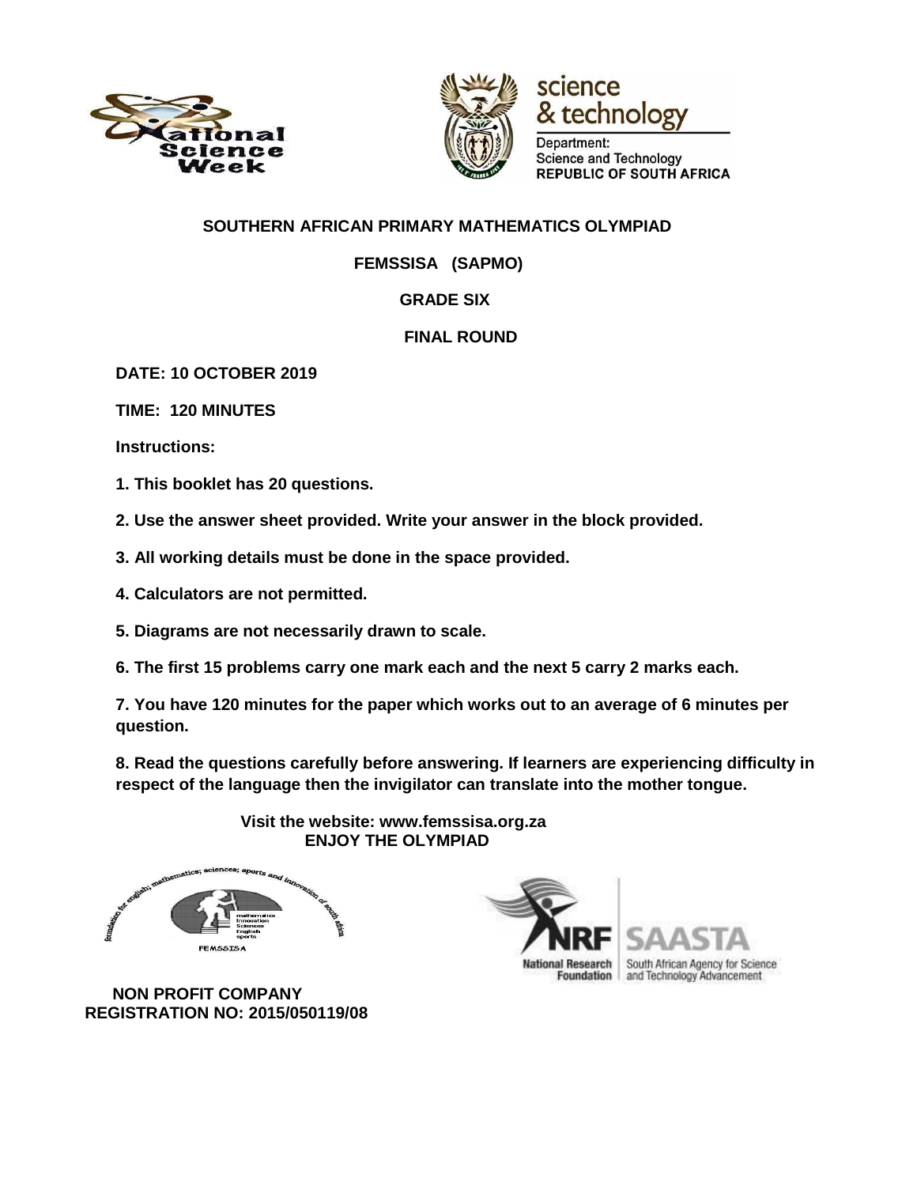**SOUTHERN AFRICAN PRIMARY MATHEMATICS OLYMPIAD**

**FEMSSISA (SAPMO)**

**GRADE SIX**

**FINAL ROUND**

**DATE: 10 OCTOBER 2019**

**TIME: 120 MINUTES**

**Instructions:**

**1. This booklet has 20 questions.**

**2. Use the answer sheet provided. Write your answer in the block provided.**

**3. All working details must be done in the space provided.**

**4. Calculators are not permitted.**

**5. Diagrams are not necessarily drawn to scale.**

**6. The first 15 problems carry one mark each and the next 5 carry 2 marks each.**

**7. You have 120 minutes for the paper which works out to an average of 6 minutes per question.**

**8. Read the questions carefully before answering. If learners are experiencing difficulty in respect of the language then the invigilator can translate into the mother tongue.**

**Visit the website: www.femssisa.org.za**
**ENJOY THE OLYMPIAD**

**NON PROFIT COMPANY**
**REGISTRATION NO: 2015/050119/08**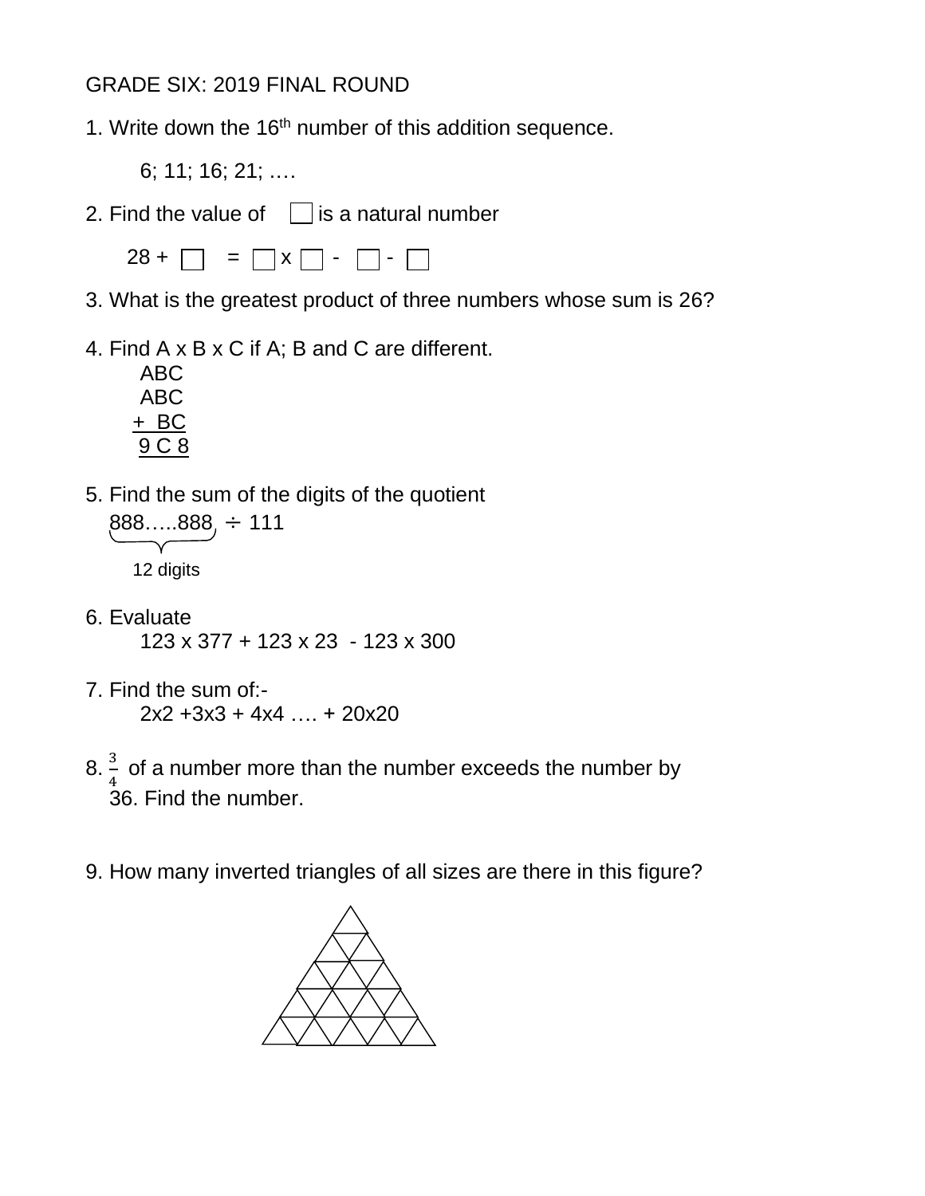GRADE SIX: 2019 FINAL ROUND

1. Write down the 16th number of this addition sequence.

   6; 11; 16; 21; ….

2. Find the value of ☐ is a natural number

   28 + ☐ = ☐ x ☐ - ☐ - ☐

3. What is the greatest product of three numbers whose sum is 26?

4. Find A x B x C if A; B and C are different.

```
  ABC
  ABC
+  BC
  9C8
```

5. Find the sum of the digits of the quotient

   $\underbrace{888.....888}_{12 \text{ digits}} \div 111$

6. Evaluate

   123 x 377 + 123 x 23 - 123 x 300

7. Find the sum of:-

   2x2 +3x3 + 4x4 …. + 20x20

8. $\frac{3}{4}$ of a number more than the number exceeds the number by 36. Find the number.

9. How many inverted triangles of all sizes are there in this figure?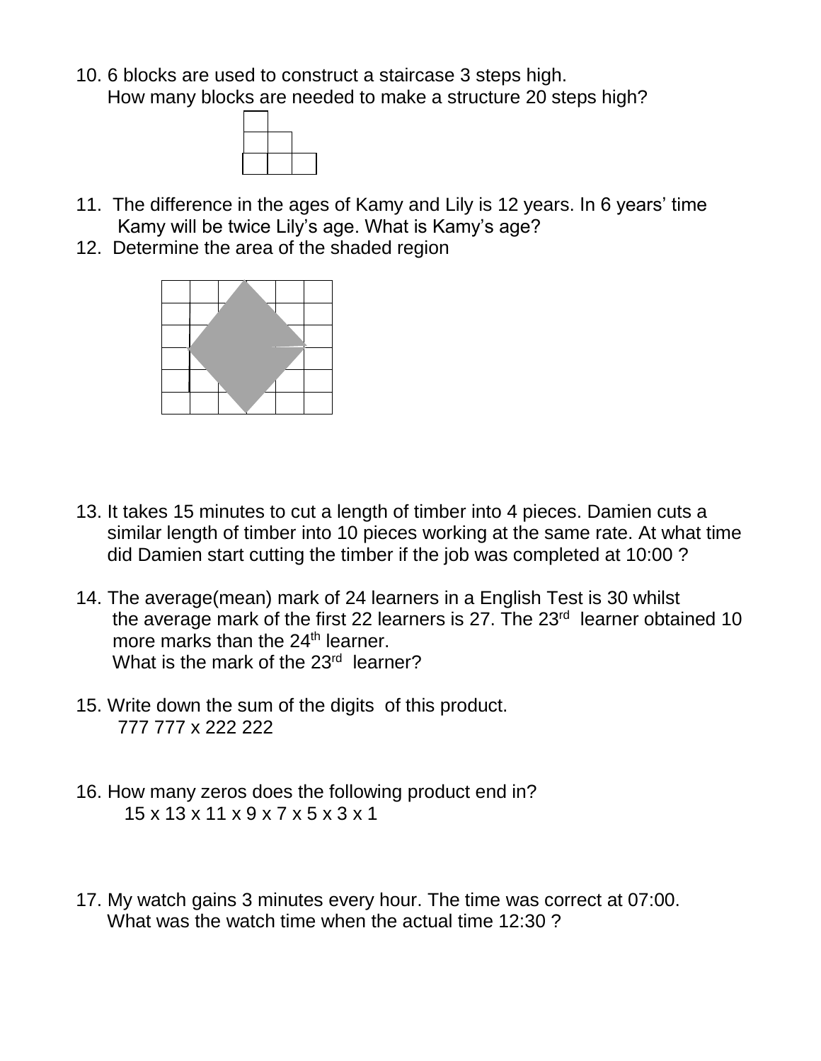10. 6 blocks are used to construct a staircase 3 steps high.
    How many blocks are needed to make a structure 20 steps high?

11. The difference in the ages of Kamy and Lily is 12 years. In 6 years' time Kamy will be twice Lily's age. What is Kamy's age?

12. Determine the area of the shaded region

13. It takes 15 minutes to cut a length of timber into 4 pieces. Damien cuts a similar length of timber into 10 pieces working at the same rate. At what time did Damien start cutting the timber if the job was completed at 10:00 ?

14. The average(mean) mark of 24 learners in a English Test is 30 whilst the average mark of the first 22 learners is 27. The 23rd learner obtained 10 more marks than the 24th learner.
    What is the mark of the 23rd learner?

15. Write down the sum of the digits of this product.
    777 777 x 222 222

16. How many zeros does the following product end in?
    15 x 13 x 11 x 9 x 7 x 5 x 3 x 1

17. My watch gains 3 minutes every hour. The time was correct at 07:00.
    What was the watch time when the actual time 12:30 ?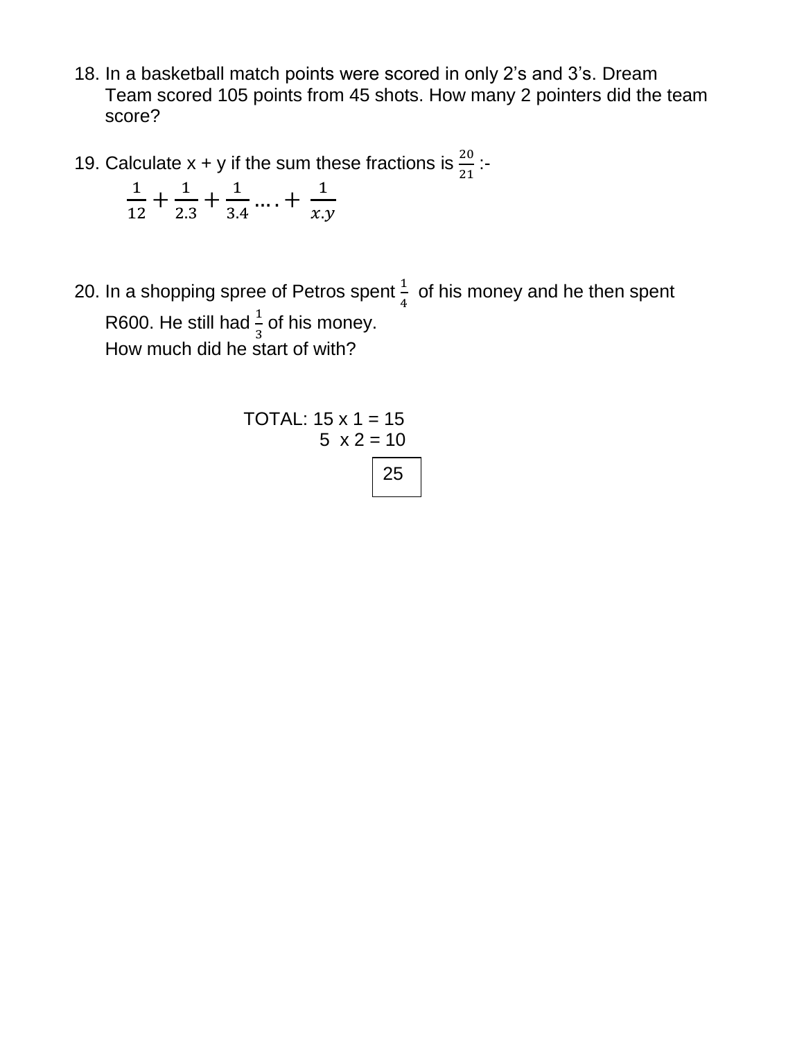18. In a basketball match points were scored in only 2's and 3's. Dream Team scored 105 points from 45 shots. How many 2 pointers did the team score?

19. Calculate x + y if the sum these fractions is $\frac{20}{21}$ :-

    $$\frac{1}{12} + \frac{1}{2.3} + \frac{1}{3.4} \ldots. + \frac{1}{x.y}$$

20. In a shopping spree of Petros spent $\frac{1}{4}$ of his money and he then spent R600. He still had $\frac{1}{3}$ of his money.
    How much did he start of with?

TOTAL: 15 x 1 = 15
5 x 2 = 10

| 25 |
|---|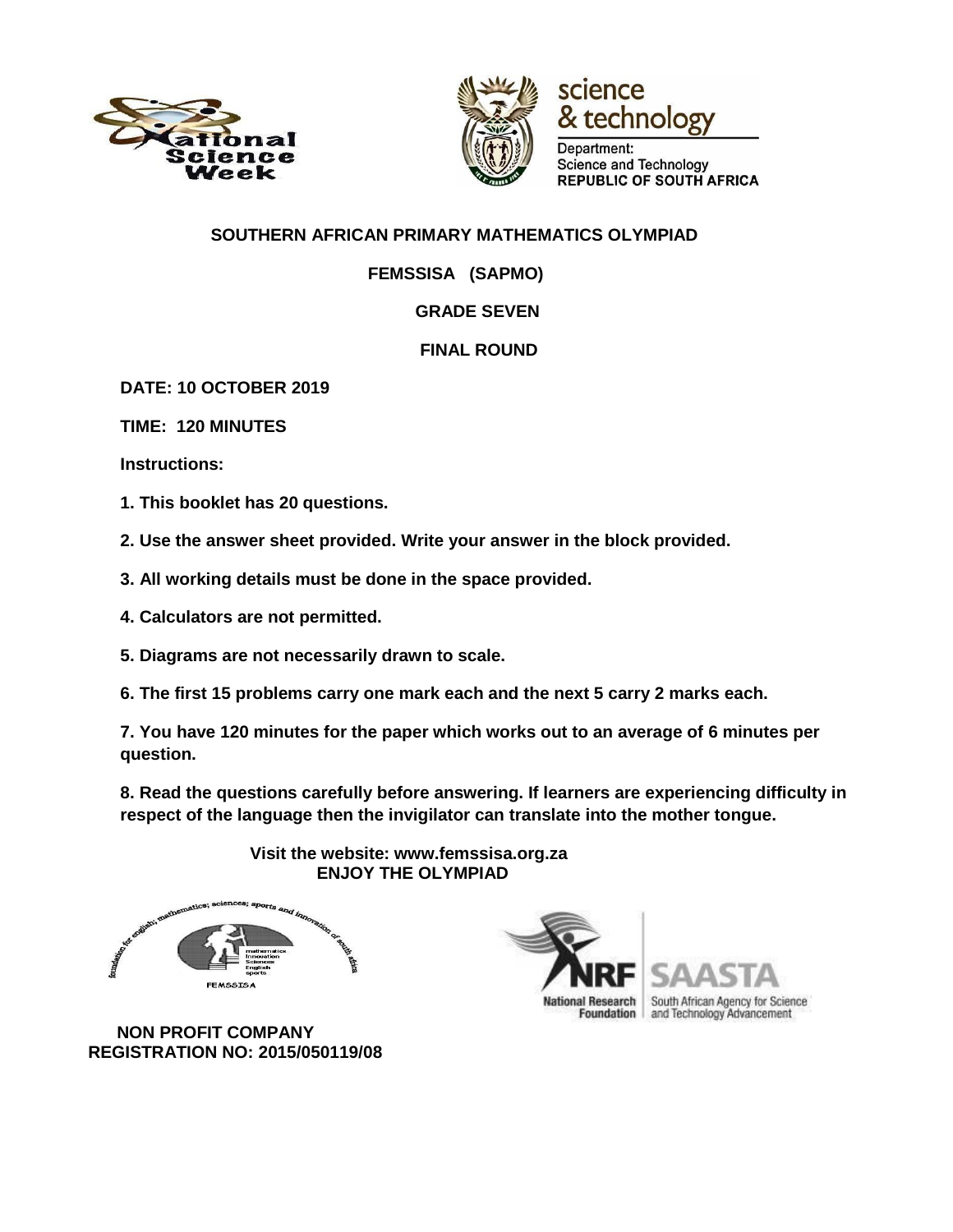**SOUTHERN AFRICAN PRIMARY MATHEMATICS OLYMPIAD**

**FEMSSISA (SAPMO)**

**GRADE SEVEN**

**FINAL ROUND**

**DATE: 10 OCTOBER 2019**

**TIME: 120 MINUTES**

**Instructions:**

**1. This booklet has 20 questions.**

**2. Use the answer sheet provided. Write your answer in the block provided.**

**3. All working details must be done in the space provided.**

**4. Calculators are not permitted.**

**5. Diagrams are not necessarily drawn to scale.**

**6. The first 15 problems carry one mark each and the next 5 carry 2 marks each.**

**7. You have 120 minutes for the paper which works out to an average of 6 minutes per question.**

**8. Read the questions carefully before answering. If learners are experiencing difficulty in respect of the language then the invigilator can translate into the mother tongue.**

**Visit the website: www.femssisa.org.za**
**ENJOY THE OLYMPIAD**

**NON PROFIT COMPANY**
**REGISTRATION NO: 2015/050119/08**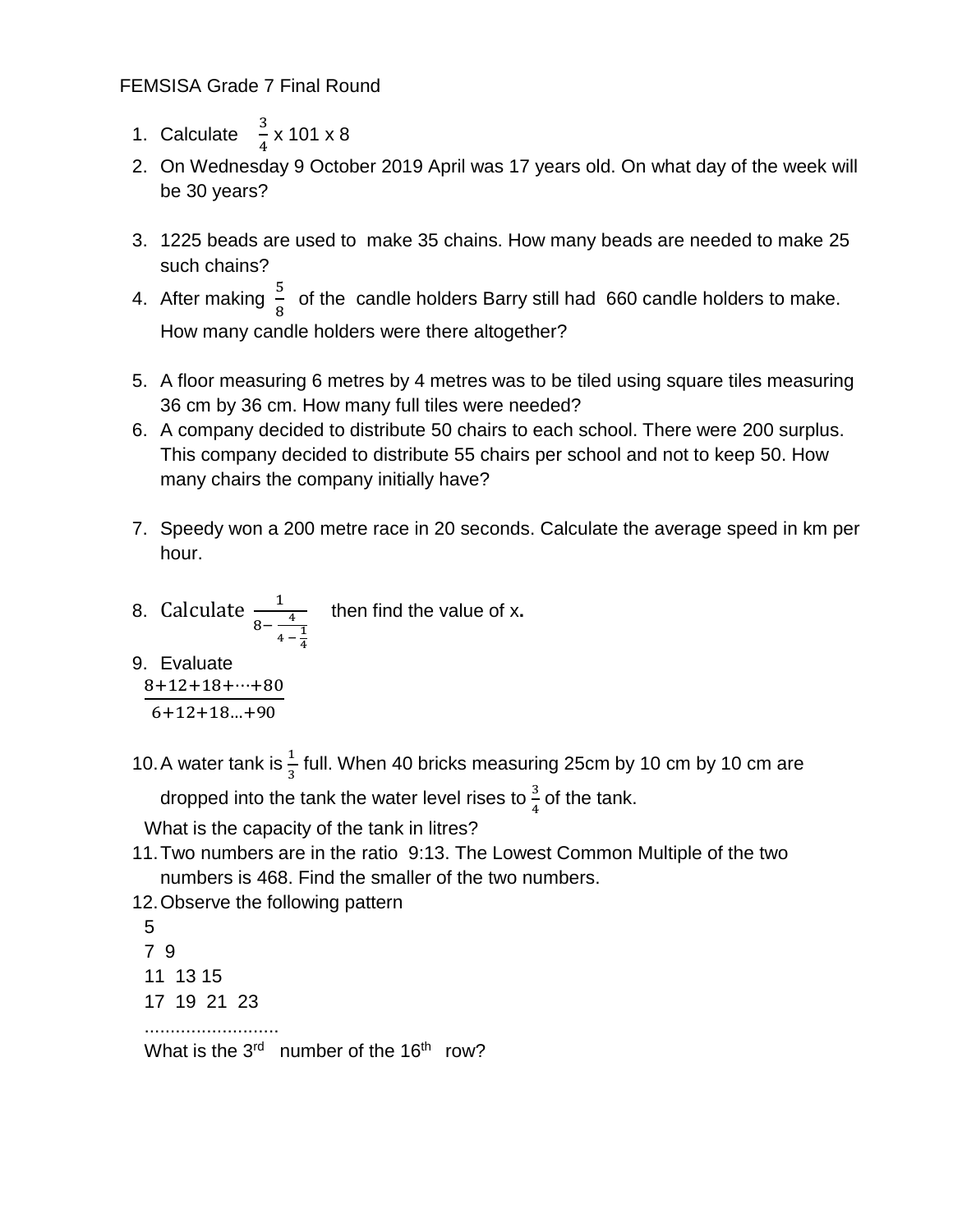FEMSISA Grade 7 Final Round

1. Calculate $\frac{3}{4}$ x 101 x 8
2. On Wednesday 9 October 2019 April was 17 years old. On what day of the week will be 30 years?
3. 1225 beads are used to make 35 chains. How many beads are needed to make 25 such chains?
4. After making $\frac{5}{8}$ of the candle holders Barry still had 660 candle holders to make. How many candle holders were there altogether?
5. A floor measuring 6 metres by 4 metres was to be tiled using square tiles measuring 36 cm by 36 cm. How many full tiles were needed?
6. A company decided to distribute 50 chairs to each school. There were 200 surplus. This company decided to distribute 55 chairs per school and not to keep 50. How many chairs the company initially have?
7. Speedy won a 200 metre race in 20 seconds. Calculate the average speed in km per hour.
8. Calculate $\frac{1}{8-\frac{4}{4-\frac{1}{4}}}$ then find the value of x**.**
9. Evaluate
   $\frac{8+12+18+\cdots+80}{6+12+18\ldots+90}$
10. A water tank is $\frac{1}{3}$ full. When 40 bricks measuring 25cm by 10 cm by 10 cm are dropped into the tank the water level rises to $\frac{3}{4}$ of the tank.
    What is the capacity of the tank in litres?
11. Two numbers are in the ratio 9:13. The Lowest Common Multiple of the two numbers is 468. Find the smaller of the two numbers.
12. Observe the following pattern

    5
    7 9
    11 13 15
    17 19 21 23
    ..........................

    What is the 3rd number of the 16th row?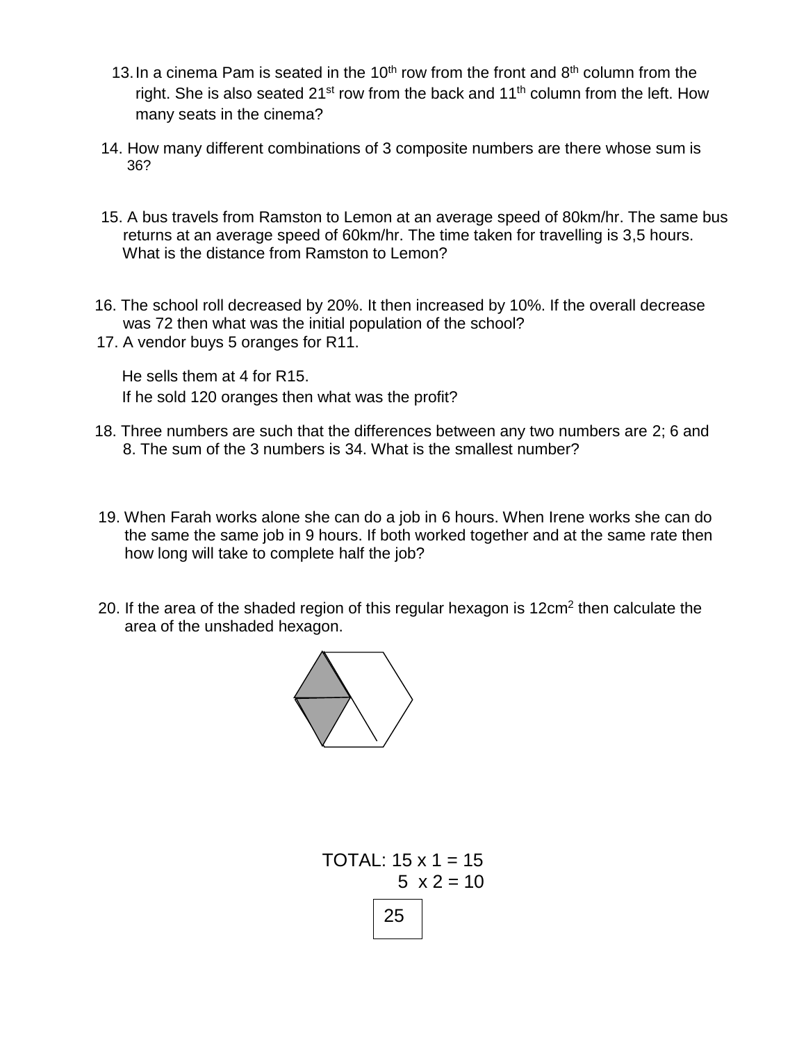13. In a cinema Pam is seated in the 10th row from the front and 8th column from the right. She is also seated 21st row from the back and 11th column from the left. How many seats in the cinema?

14. How many different combinations of 3 composite numbers are there whose sum is 36?

15. A bus travels from Ramston to Lemon at an average speed of 80km/hr. The same bus returns at an average speed of 60km/hr. The time taken for travelling is 3,5 hours. What is the distance from Ramston to Lemon?

16. The school roll decreased by 20%. It then increased by 10%. If the overall decrease was 72 then what was the initial population of the school?

17. A vendor buys 5 oranges for R11.

    He sells them at 4 for R15.

    If he sold 120 oranges then what was the profit?

18. Three numbers are such that the differences between any two numbers are 2; 6 and 8. The sum of the 3 numbers is 34. What is the smallest number?

19. When Farah works alone she can do a job in 6 hours. When Irene works she can do the same the same job in 9 hours. If both worked together and at the same rate then how long will take to complete half the job?

20. If the area of the shaded region of this regular hexagon is $12cm^2$ then calculate the area of the unshaded hexagon.

TOTAL: $15 \times 1 = 15$

$5 \times 2 = 10$

25